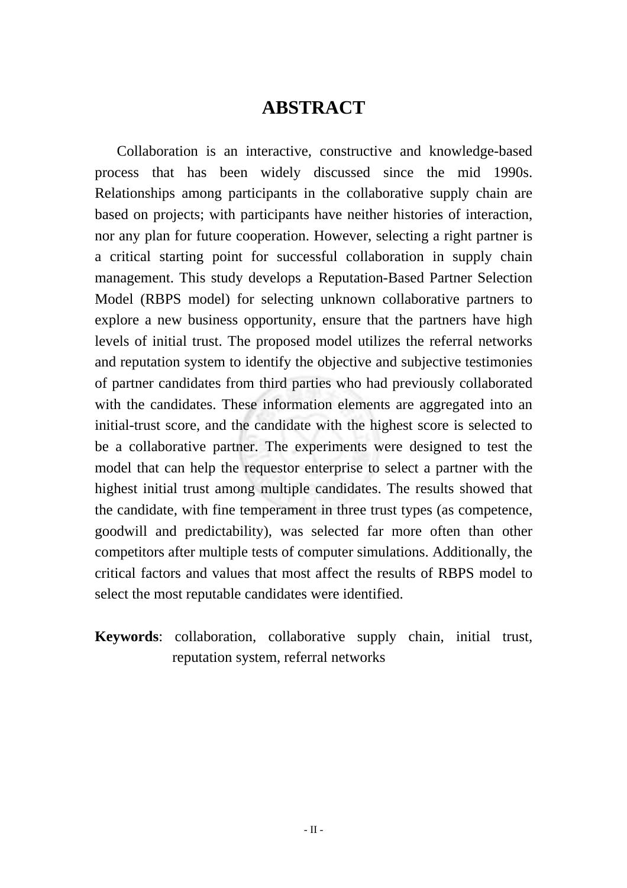# ABSTRACT

Collaboration is an interactive, constructive and knowledge-based process that has been widely discussed since the mid 1990s. Relationships among participants in the collaborative supply chain are based on projects; with participants have neither histories of interaction, nor any plan for future cooperation. However, selecting a right partner is a critical starting point for successful collaboration in supply chain management. This study develops a Reputation-Based Partner Selection Model (RBPS model) for selecting unknown collaborative partners to explore a new business opportunity, ensure that the partners have high levels of initial trust. The proposed model utilizes the referral networks and reputation system to identify the objective and subjective testimonies of partner candidates from third parties who had previously collaborated with the candidates. These information elements are aggregated into an initial-trust score, and the candidate with the highest score is selected to be a collaborative partner. The experiments were designed to test the model that can help the requestor enterprise to select a partner with the highest initial trust among multiple candidates. The results showed that the candidate, with fine temperament in three trust types (as competence, goodwill and predictability), was selected far more often than other competitors after multiple tests of computer simulations. Additionally, the critical factors and values that most affect the results of RBPS model to select the most reputable candidates were identified.

**Keywords**: collaboration, collaborative supply chain, initial trust, reputation system, referral networks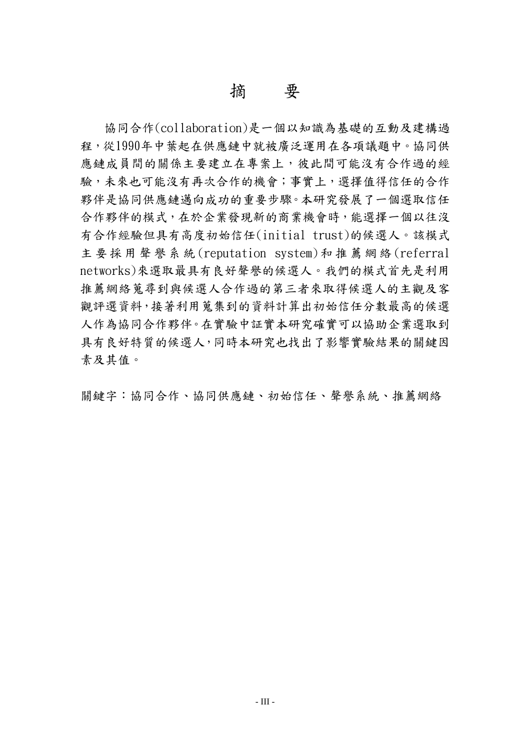# 摘　要

協同合作(collaboration)是一個以知識為基礎的互動及建構過程，從1990年中葉起在供應鏈中就被廣泛運用在各項議題中。協同供應鏈成員間的關係主要建立在專案上，彼此間可能沒有合作過的經驗，未來也可能沒有再次合作的機會；事實上，選擇值得信任的合作夥伴是協同供應鏈邁向成功的重要步驟。本研究發展了一個選取信任合作夥伴的模式，在於企業發現新的商業機會時，能選擇一個以往沒有合作經驗但具有高度初始信任(initial trust)的候選人。該模式主要採用聲譽系統(reputation system)和推薦網絡(referral networks)來選取最具有良好聲譽的候選人。我們的模式首先是利用推薦網絡蒐尋到與候選人合作過的第三者來取得候選人的主觀及客觀評選資料，接著利用蒐集到的資料計算出初始信任分數最高的候選人作為協同合作夥伴。在實驗中証實本研究確實可以協助企業選取到具有良好特質的候選人，同時本研究也找出了影響實驗結果的關鍵因素及其值。

關鍵字：協同合作、協同供應鏈、初始信任、聲譽系統、推薦網絡